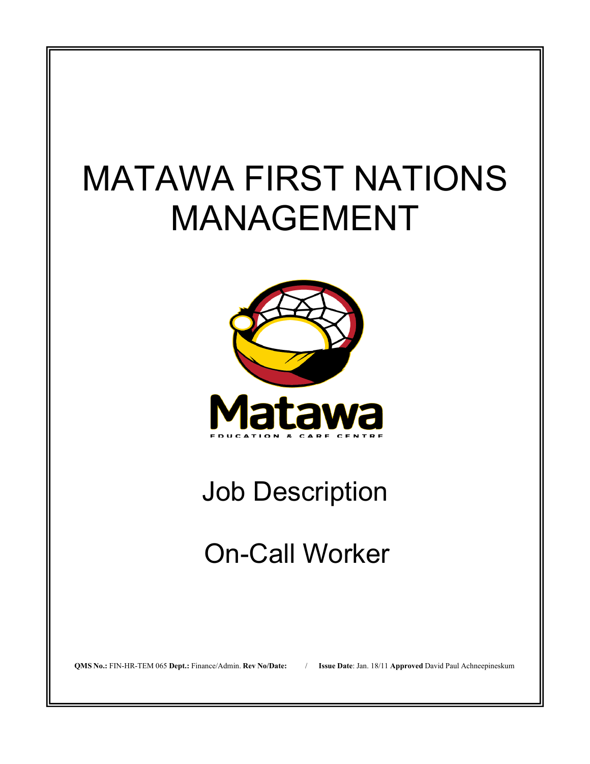# MATAWA FIRST NATIONS MANAGEMENT

Matawa

EDUCATION & CARE CENTRE

## Job Description

## On-Call Worker

**QMS No.:** FIN-HR-TEM 065 **Dept.:** Finance/Admin. **Rev No/Date:** / **Issue Date**: Jan. 18/11 **Approved** David Paul Achneepineskum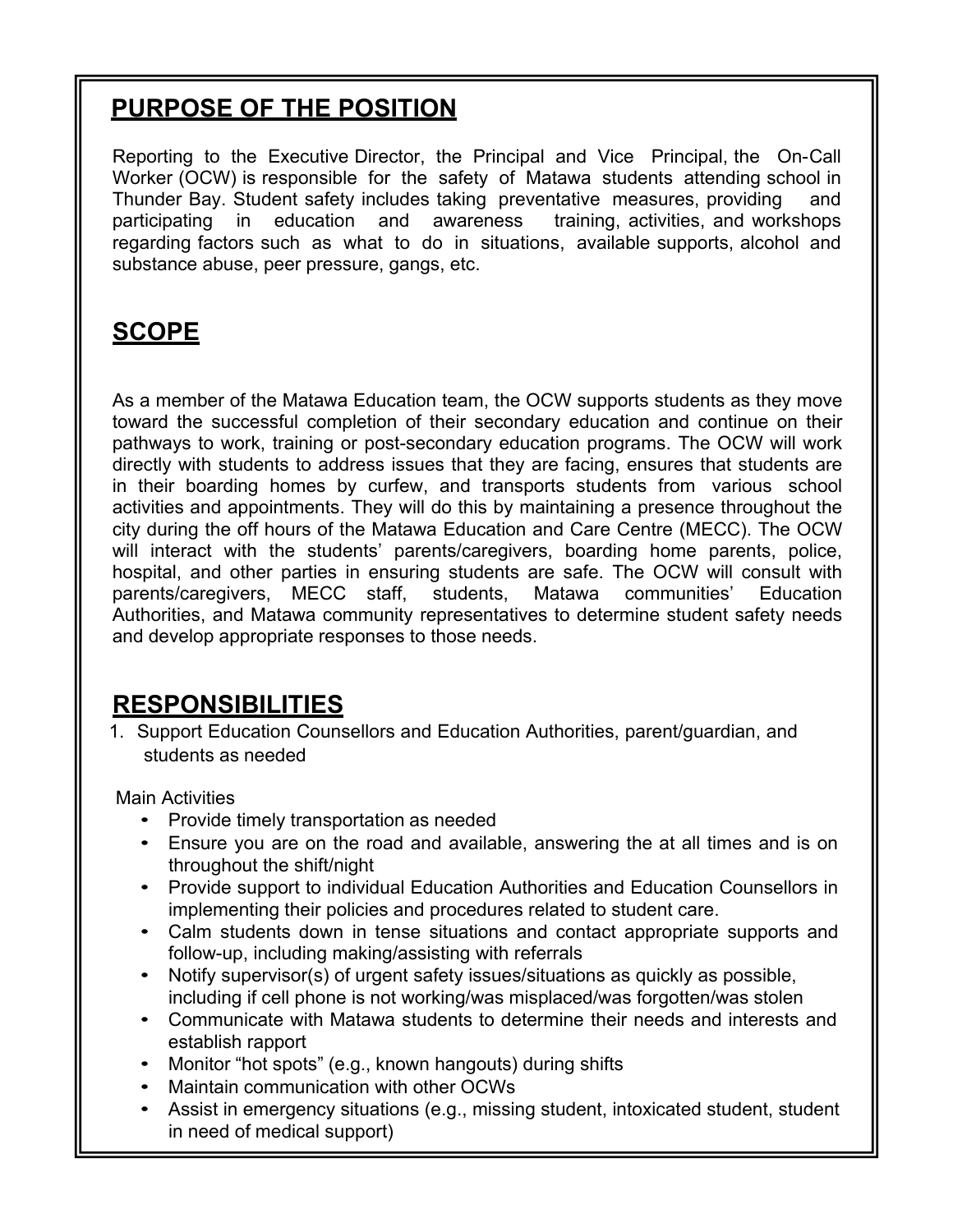## PURPOSE OF THE POSITION

Reporting to the Executive Director, the Principal and Vice Principal, the On-Call Worker (OCW) is responsible for the safety of Matawa students attending school in Thunder Bay. Student safety includes taking preventative measures, providing and participating in education and awareness training, activities, and workshops regarding factors such as what to do in situations, available supports, alcohol and substance abuse, peer pressure, gangs, etc.

## SCOPE

As a member of the Matawa Education team, the OCW supports students as they move toward the successful completion of their secondary education and continue on their pathways to work, training or post-secondary education programs. The OCW will work directly with students to address issues that they are facing, ensures that students are in their boarding homes by curfew, and transports students from various school activities and appointments. They will do this by maintaining a presence throughout the city during the off hours of the Matawa Education and Care Centre (MECC). The OCW will interact with the students' parents/caregivers, boarding home parents, police, hospital, and other parties in ensuring students are safe. The OCW will consult with parents/caregivers, MECC staff, students, Matawa communities' Education Authorities, and Matawa community representatives to determine student safety needs and develop appropriate responses to those needs.

## RESPONSIBILITIES

1. Support Education Counsellors and Education Authorities, parent/guardian, and students as needed

Main Activities

- Provide timely transportation as needed
- Ensure you are on the road and available, answering the at all times and is on throughout the shift/night
- Provide support to individual Education Authorities and Education Counsellors in implementing their policies and procedures related to student care.
- Calm students down in tense situations and contact appropriate supports and follow-up, including making/assisting with referrals
- Notify supervisor(s) of urgent safety issues/situations as quickly as possible, including if cell phone is not working/was misplaced/was forgotten/was stolen
- Communicate with Matawa students to determine their needs and interests and establish rapport
- Monitor "hot spots" (e.g., known hangouts) during shifts
- Maintain communication with other OCWs
- Assist in emergency situations (e.g., missing student, intoxicated student, student in need of medical support)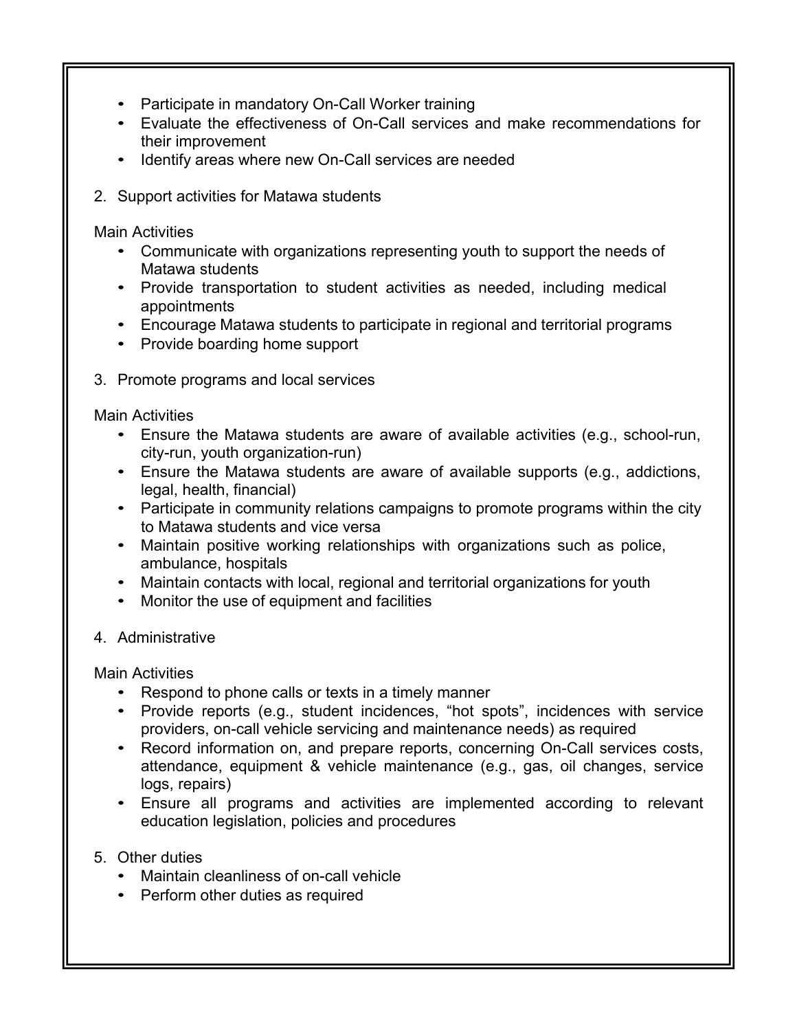- Participate in mandatory On-Call Worker training
- Evaluate the effectiveness of On-Call services and make recommendations for their improvement
- Identify areas where new On-Call services are needed

2. Support activities for Matawa students

Main Activities

- Communicate with organizations representing youth to support the needs of Matawa students
- Provide transportation to student activities as needed, including medical appointments
- Encourage Matawa students to participate in regional and territorial programs
- Provide boarding home support

3. Promote programs and local services

Main Activities

- Ensure the Matawa students are aware of available activities (e.g., school-run, city-run, youth organization-run)
- Ensure the Matawa students are aware of available supports (e.g., addictions, legal, health, financial)
- Participate in community relations campaigns to promote programs within the city to Matawa students and vice versa
- Maintain positive working relationships with organizations such as police, ambulance, hospitals
- Maintain contacts with local, regional and territorial organizations for youth
- Monitor the use of equipment and facilities

4. Administrative

Main Activities

- Respond to phone calls or texts in a timely manner
- Provide reports (e.g., student incidences, "hot spots", incidences with service providers, on-call vehicle servicing and maintenance needs) as required
- Record information on, and prepare reports, concerning On-Call services costs, attendance, equipment & vehicle maintenance (e.g., gas, oil changes, service logs, repairs)
- Ensure all programs and activities are implemented according to relevant education legislation, policies and procedures

5. Other duties
   - Maintain cleanliness of on-call vehicle
   - Perform other duties as required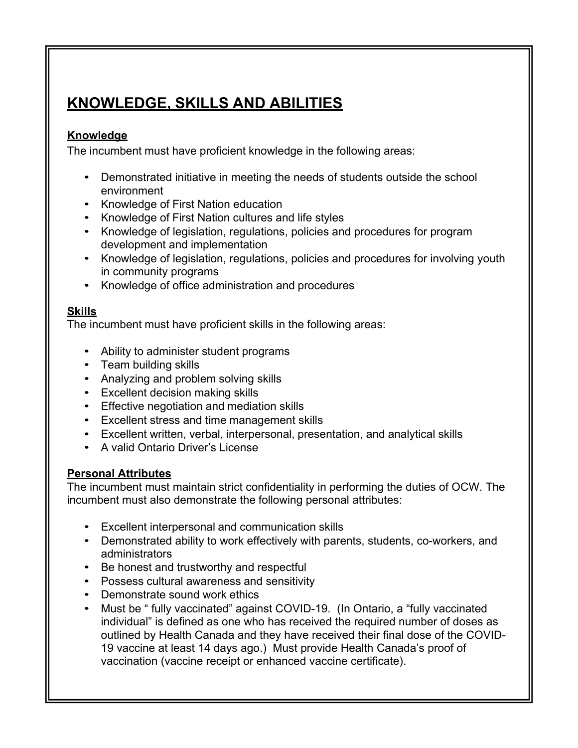## KNOWLEDGE, SKILLS AND ABILITIES

### Knowledge

The incumbent must have proficient knowledge in the following areas:

- Demonstrated initiative in meeting the needs of students outside the school environment
- Knowledge of First Nation education
- Knowledge of First Nation cultures and life styles
- Knowledge of legislation, regulations, policies and procedures for program development and implementation
- Knowledge of legislation, regulations, policies and procedures for involving youth in community programs
- Knowledge of office administration and procedures

### Skills

The incumbent must have proficient skills in the following areas:

- Ability to administer student programs
- Team building skills
- Analyzing and problem solving skills
- Excellent decision making skills
- Effective negotiation and mediation skills
- Excellent stress and time management skills
- Excellent written, verbal, interpersonal, presentation, and analytical skills
- A valid Ontario Driver's License

### Personal Attributes

The incumbent must maintain strict confidentiality in performing the duties of OCW. The incumbent must also demonstrate the following personal attributes:

- Excellent interpersonal and communication skills
- Demonstrated ability to work effectively with parents, students, co-workers, and administrators
- Be honest and trustworthy and respectful
- Possess cultural awareness and sensitivity
- Demonstrate sound work ethics
- Must be " fully vaccinated" against COVID-19. (In Ontario, a "fully vaccinated individual" is defined as one who has received the required number of doses as outlined by Health Canada and they have received their final dose of the COVID-19 vaccine at least 14 days ago.) Must provide Health Canada's proof of vaccination (vaccine receipt or enhanced vaccine certificate).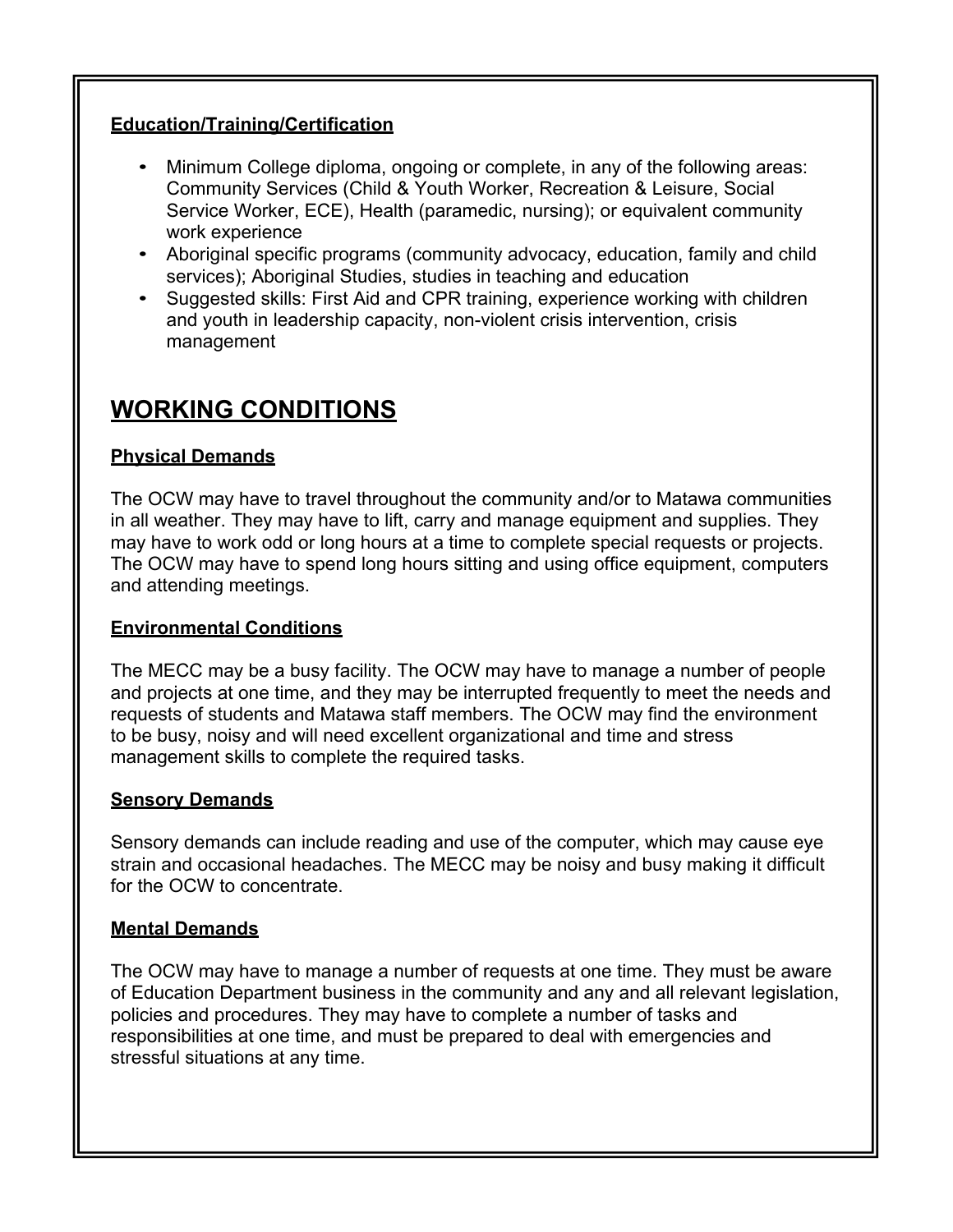### Education/Training/Certification

- Minimum College diploma, ongoing or complete, in any of the following areas: Community Services (Child & Youth Worker, Recreation & Leisure, Social Service Worker, ECE), Health (paramedic, nursing); or equivalent community work experience
- Aboriginal specific programs (community advocacy, education, family and child services); Aboriginal Studies, studies in teaching and education
- Suggested skills: First Aid and CPR training, experience working with children and youth in leadership capacity, non-violent crisis intervention, crisis management

## WORKING CONDITIONS

### Physical Demands

The OCW may have to travel throughout the community and/or to Matawa communities in all weather. They may have to lift, carry and manage equipment and supplies. They may have to work odd or long hours at a time to complete special requests or projects. The OCW may have to spend long hours sitting and using office equipment, computers and attending meetings.

### Environmental Conditions

The MECC may be a busy facility. The OCW may have to manage a number of people and projects at one time, and they may be interrupted frequently to meet the needs and requests of students and Matawa staff members. The OCW may find the environment to be busy, noisy and will need excellent organizational and time and stress management skills to complete the required tasks.

### Sensory Demands

Sensory demands can include reading and use of the computer, which may cause eye strain and occasional headaches. The MECC may be noisy and busy making it difficult for the OCW to concentrate.

### Mental Demands

The OCW may have to manage a number of requests at one time. They must be aware of Education Department business in the community and any and all relevant legislation, policies and procedures. They may have to complete a number of tasks and responsibilities at one time, and must be prepared to deal with emergencies and stressful situations at any time.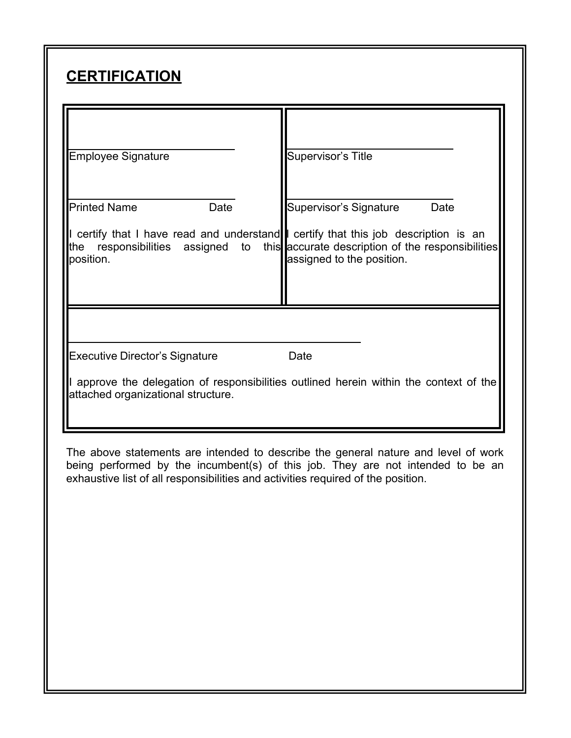## CERTIFICATION

| | |
|---|---|
| Employee Signature<br><br>Printed Name Date<br><br>I certify that I have read and understand the responsibilities assigned to this position. | Supervisor's Title<br><br>Supervisor's Signature Date<br><br>I certify that this job description is an accurate description of the responsibilities assigned to the position. |
| Executive Director's Signature Date<br><br>I approve the delegation of responsibilities outlined herein within the context of the attached organizational structure. | |

The above statements are intended to describe the general nature and level of work being performed by the incumbent(s) of this job. They are not intended to be an exhaustive list of all responsibilities and activities required of the position.